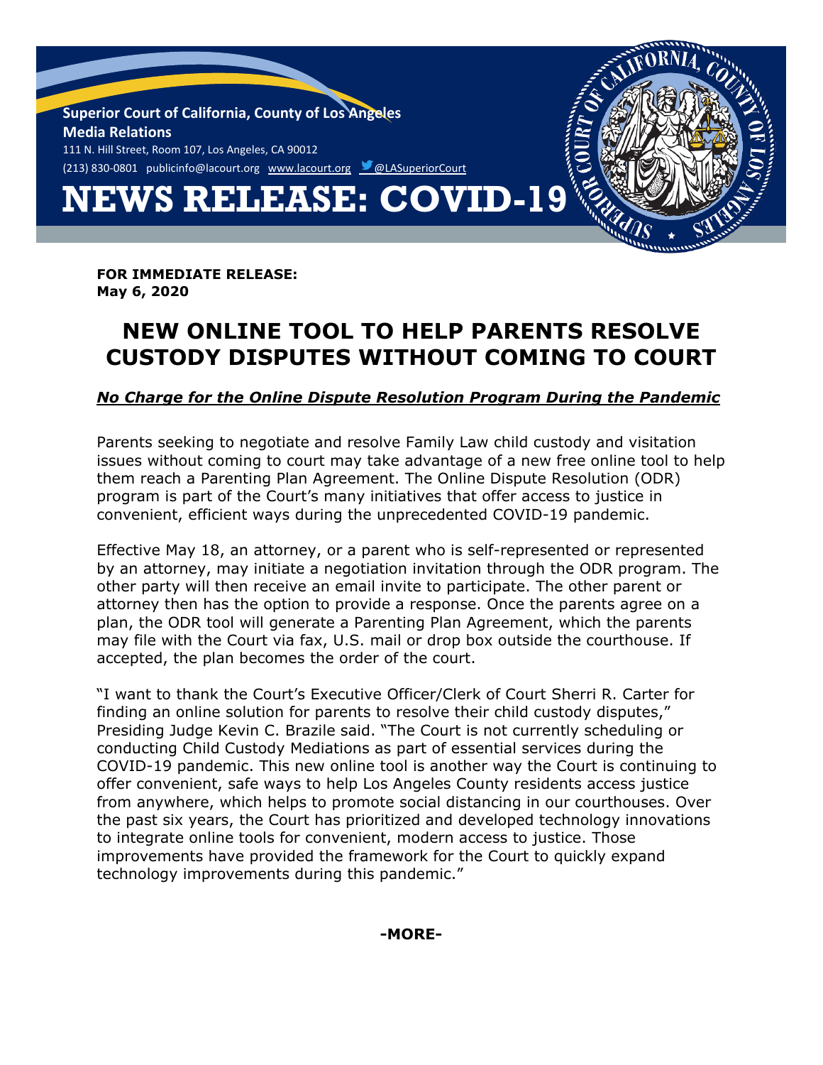**Superior Court of California, County of Los Angeles**
**Media Relations**
111 N. Hill Street, Room 107, Los Angeles, CA 90012
(213) 830-0801 publicinfo@lacourt.org www.lacourt.org @LASuperiorCourt

# NEWS RELEASE: COVID-19

**FOR IMMEDIATE RELEASE:**
**May 6, 2020**

## NEW ONLINE TOOL TO HELP PARENTS RESOLVE CUSTODY DISPUTES WITHOUT COMING TO COURT

***No Charge for the Online Dispute Resolution Program During the Pandemic***

Parents seeking to negotiate and resolve Family Law child custody and visitation issues without coming to court may take advantage of a new free online tool to help them reach a Parenting Plan Agreement. The Online Dispute Resolution (ODR) program is part of the Court's many initiatives that offer access to justice in convenient, efficient ways during the unprecedented COVID-19 pandemic.

Effective May 18, an attorney, or a parent who is self-represented or represented by an attorney, may initiate a negotiation invitation through the ODR program. The other party will then receive an email invite to participate. The other parent or attorney then has the option to provide a response. Once the parents agree on a plan, the ODR tool will generate a Parenting Plan Agreement, which the parents may file with the Court via fax, U.S. mail or drop box outside the courthouse. If accepted, the plan becomes the order of the court.

"I want to thank the Court's Executive Officer/Clerk of Court Sherri R. Carter for finding an online solution for parents to resolve their child custody disputes," Presiding Judge Kevin C. Brazile said. "The Court is not currently scheduling or conducting Child Custody Mediations as part of essential services during the COVID-19 pandemic. This new online tool is another way the Court is continuing to offer convenient, safe ways to help Los Angeles County residents access justice from anywhere, which helps to promote social distancing in our courthouses. Over the past six years, the Court has prioritized and developed technology innovations to integrate online tools for convenient, modern access to justice. Those improvements have provided the framework for the Court to quickly expand technology improvements during this pandemic."

**-MORE-**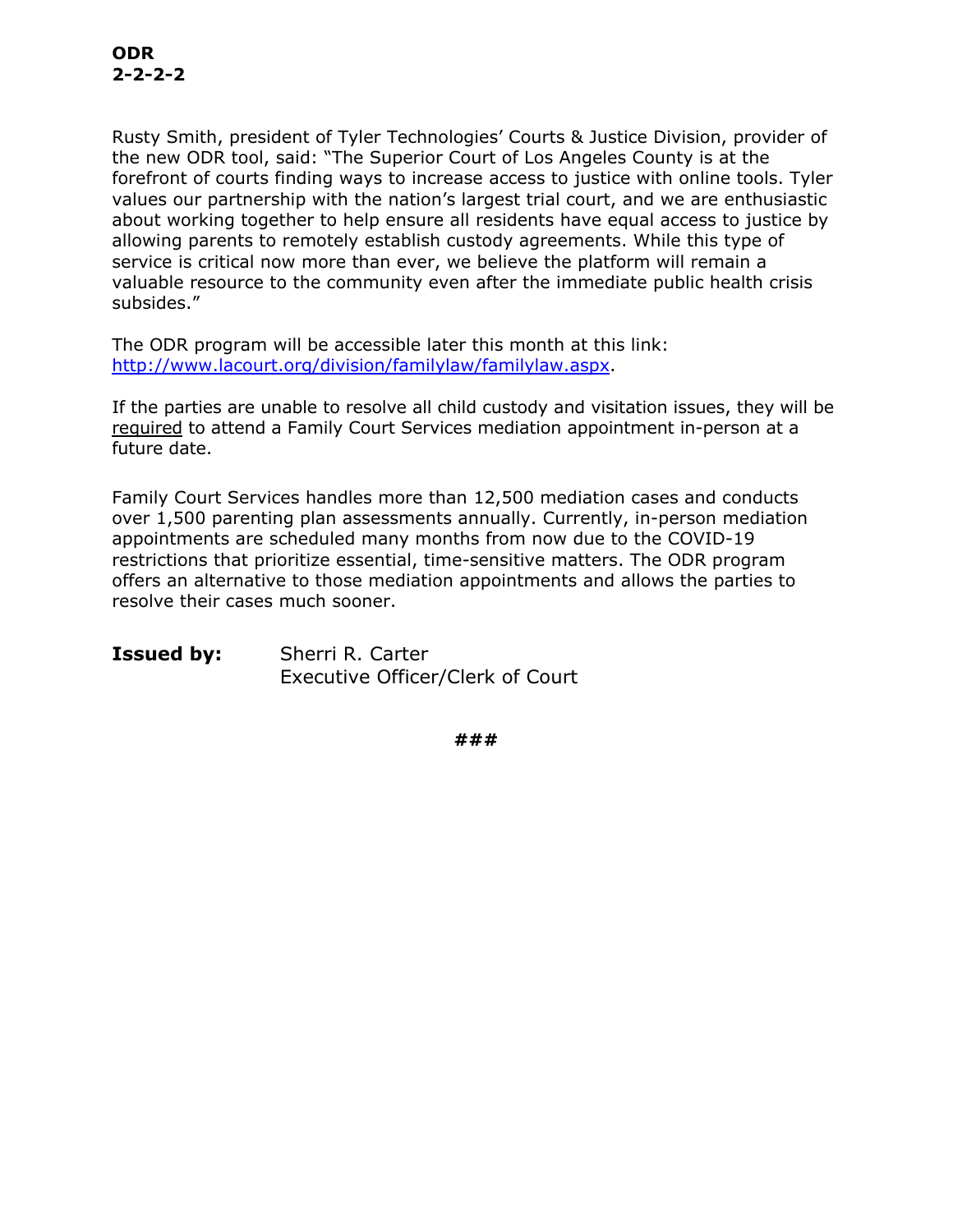Rusty Smith, president of Tyler Technologies' Courts & Justice Division, provider of the new ODR tool, said: "The Superior Court of Los Angeles County is at the forefront of courts finding ways to increase access to justice with online tools. Tyler values our partnership with the nation's largest trial court, and we are enthusiastic about working together to help ensure all residents have equal access to justice by allowing parents to remotely establish custody agreements. While this type of service is critical now more than ever, we believe the platform will remain a valuable resource to the community even after the immediate public health crisis subsides."

The ODR program will be accessible later this month at this link: [http://www.lacourt.org/division/familylaw/familylaw.aspx](http://www.lacourt.org/division/familylaw/familylaw.aspx).

If the parties are unable to resolve all child custody and visitation issues, they will be required to attend a Family Court Services mediation appointment in-person at a future date.

Family Court Services handles more than 12,500 mediation cases and conducts over 1,500 parenting plan assessments annually. Currently, in-person mediation appointments are scheduled many months from now due to the COVID-19 restrictions that prioritize essential, time-sensitive matters. The ODR program offers an alternative to those mediation appointments and allows the parties to resolve their cases much sooner.

**Issued by:** Sherri R. Carter
Executive Officer/Clerk of Court

###